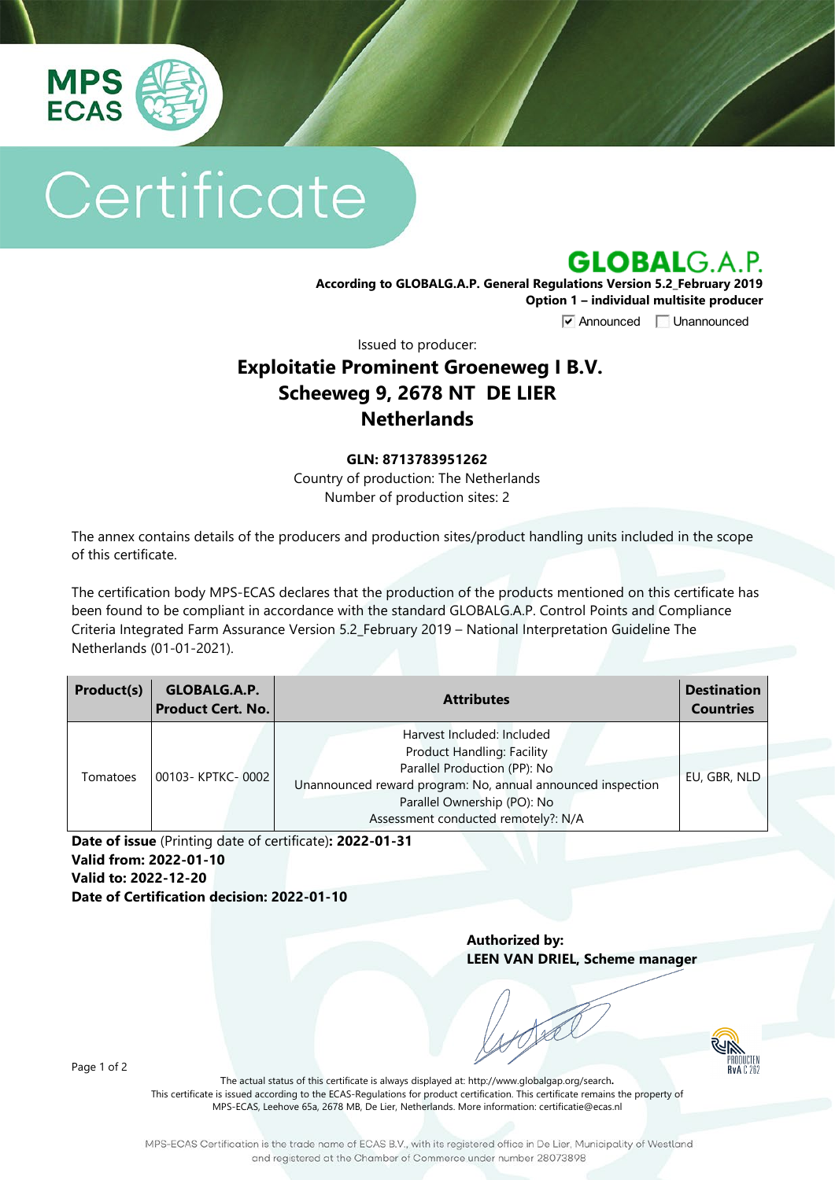MPS ECAS

# Certificate

## GLOBALG.A.P.

**According to GLOBALG.A.P. General Regulations Version 5.2_February 2019**
**Option 1 – individual multisite producer**

☑ Announced ☐ Unannounced

Issued to producer:

**Exploitatie Prominent Groeneweg I B.V.**
**Scheeweg 9, 2678 NT DE LIER**
**Netherlands**

**GLN: 8713783951262**
Country of production: The Netherlands
Number of production sites: 2

The annex contains details of the producers and production sites/product handling units included in the scope of this certificate.

The certification body MPS-ECAS declares that the production of the products mentioned on this certificate has been found to be compliant in accordance with the standard GLOBALG.A.P. Control Points and Compliance Criteria Integrated Farm Assurance Version 5.2_February 2019 – National Interpretation Guideline The Netherlands (01-01-2021).

| Product(s) | GLOBALG.A.P. Product Cert. No. | Attributes | Destination Countries |
|---|---|---|---|
| Tomatoes | 00103- KPTKC- 0002 | Harvest Included: Included<br>Product Handling: Facility<br>Parallel Production (PP): No<br>Unannounced reward program: No, annual announced inspection<br>Parallel Ownership (PO): No<br>Assessment conducted remotely?: N/A | EU, GBR, NLD |

**Date of issue** (Printing date of certificate)**: 2022-01-31**
**Valid from: 2022-01-10**
**Valid to: 2022-12-20**
**Date of Certification decision: 2022-01-10**

**Authorized by:**
**LEEN VAN DRIEL, Scheme manager**

RvA C 262

The actual status of this certificate is always displayed at: http://www.globalgap.org/search.
This certificate is issued according to the ECAS-Regulations for product certification. This certificate remains the property of MPS-ECAS, Leehove 65a, 2678 MB, De Lier, Netherlands. More information: certificatie@ecas.nl

MPS-ECAS Certification is the trade name of ECAS B.V., with its registered office in De Lier, Municipality of Westland and registered at the Chamber of Commerce under number 28073898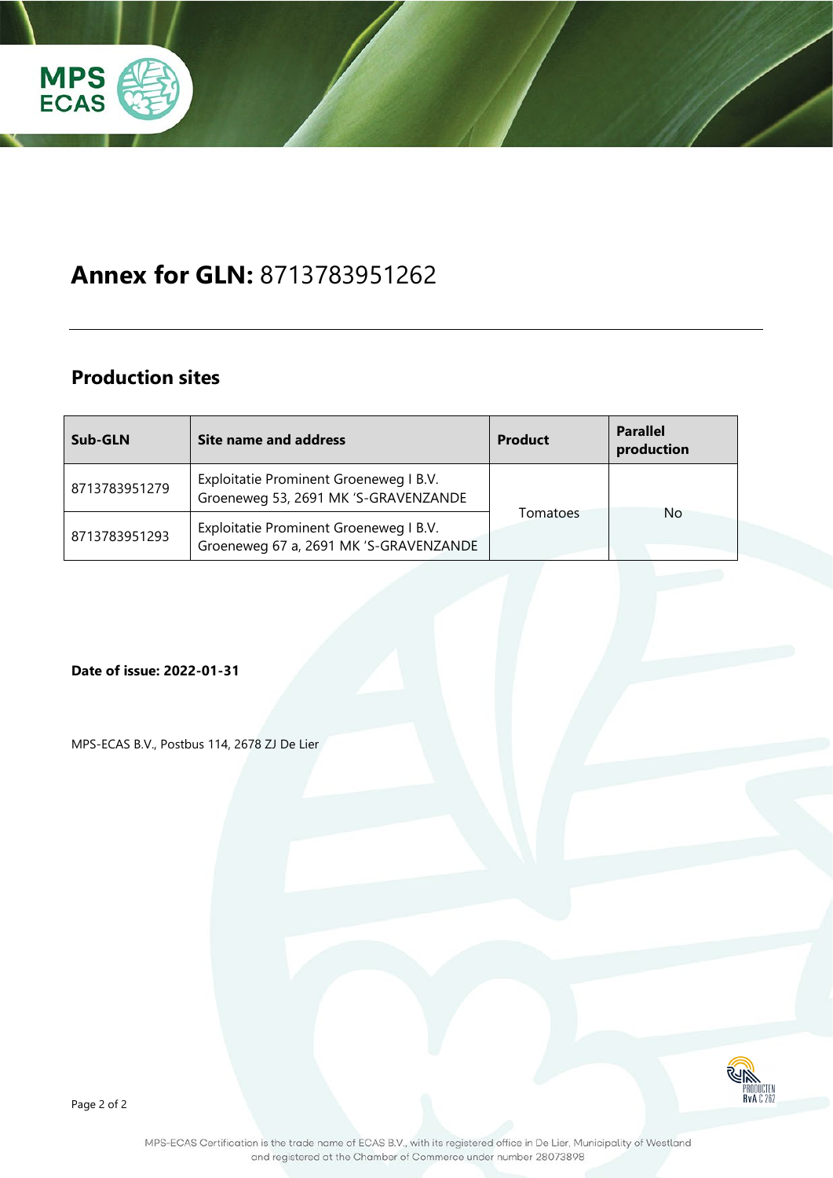# Annex for GLN: 8713783951262

## Production sites

| Sub-GLN | Site name and address | Product | Parallel production |
|---|---|---|---|
| 8713783951279 | Exploitatie Prominent Groeneweg I B.V. Groeneweg 53, 2691 MK 'S-GRAVENZANDE | Tomatoes | No |
| 8713783951293 | Exploitatie Prominent Groeneweg I B.V. Groeneweg 67 a, 2691 MK 'S-GRAVENZANDE | | |

**Date of issue: 2022-01-31**

MPS-ECAS B.V., Postbus 114, 2678 ZJ De Lier

MPS-ECAS Certification is the trade name of ECAS B.V., with its registered office in De Lier, Municipality of Westland and registered at the Chamber of Commerce under number 28073898